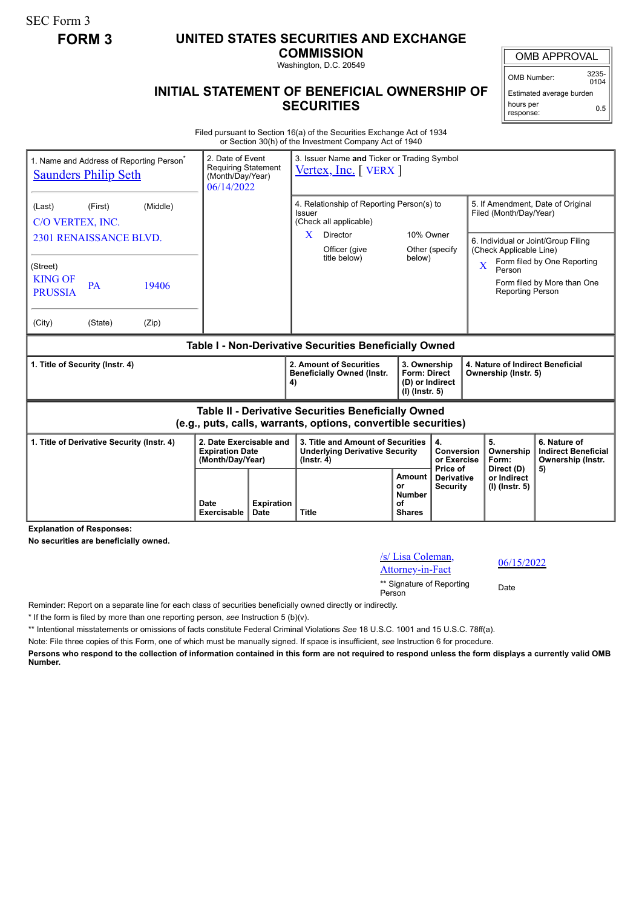SEC Form 3

**FORM 3**

# UNITED STATES SECURITIES AND EXCHANGE COMMISSION

Washington, D.C. 20549

## INITIAL STATEMENT OF BENEFICIAL OWNERSHIP OF SECURITIES

| OMB APPROVAL | |
|---|---|
| OMB Number: | 3235-0104 |
| Estimated average burden | |
| hours per response: | 0.5 |

Filed pursuant to Section 16(a) of the Securities Exchange Act of 1934
or Section 30(h) of the Investment Company Act of 1940

| 1. Name and Address of Reporting Person* | 2. Date of Event Requiring Statement (Month/Day/Year) | 3. Issuer Name and Ticker or Trading Symbol |
|---|---|---|
| Saunders Philip Seth | 06/14/2022 | Vertex, Inc. [ VERX ] |
| (Last) (First) (Middle)<br>C/O VERTEX, INC.<br>2301 RENAISSANCE BLVD. | | 4. Relationship of Reporting Person(s) to Issuer (Check all applicable)<br>X Director<br>10% Owner<br>Officer (give title below)<br>Other (specify below) |
| (Street)<br>KING OF PRUSSIA PA 19406 | | 5. If Amendment, Date of Original Filed (Month/Day/Year) |
| (City) (State) (Zip) | | 6. Individual or Joint/Group Filing (Check Applicable Line)<br>X Form filed by One Reporting Person<br>Form filed by More than One Reporting Person |

**Table I - Non-Derivative Securities Beneficially Owned**

| 1. Title of Security (Instr. 4) | 2. Amount of Securities Beneficially Owned (Instr. 4) | 3. Ownership Form: Direct (D) or Indirect (I) (Instr. 5) | 4. Nature of Indirect Beneficial Ownership (Instr. 5) |
|---|---|---|---|

**Table II - Derivative Securities Beneficially Owned (e.g., puts, calls, warrants, options, convertible securities)**

| 1. Title of Derivative Security (Instr. 4) | 2. Date Exercisable and Expiration Date (Month/Day/Year) | | 3. Title and Amount of Securities Underlying Derivative Security (Instr. 4) | | 4. Conversion or Exercise Price of Derivative Security | 5. Ownership Form: Direct (D) or Indirect (I) (Instr. 5) | 6. Nature of Indirect Beneficial Ownership (Instr. 5) |
|---|---|---|---|---|---|---|---|
| | Date Exercisable | Expiration Date | Title | Amount or Number of Shares | | | |

**Explanation of Responses:**

**No securities are beneficially owned.**

| /s/ Lisa Coleman, Attorney-in-Fact | 06/15/2022 |
|---|---|
| ** Signature of Reporting Person | Date |

Reminder: Report on a separate line for each class of securities beneficially owned directly or indirectly.

\* If the form is filed by more than one reporting person, *see* Instruction 5 (b)(v).

\*\* Intentional misstatements or omissions of facts constitute Federal Criminal Violations *See* 18 U.S.C. 1001 and 15 U.S.C. 78ff(a).

Note: File three copies of this Form, one of which must be manually signed. If space is insufficient, *see* Instruction 6 for procedure.

**Persons who respond to the collection of information contained in this form are not required to respond unless the form displays a currently valid OMB Number.**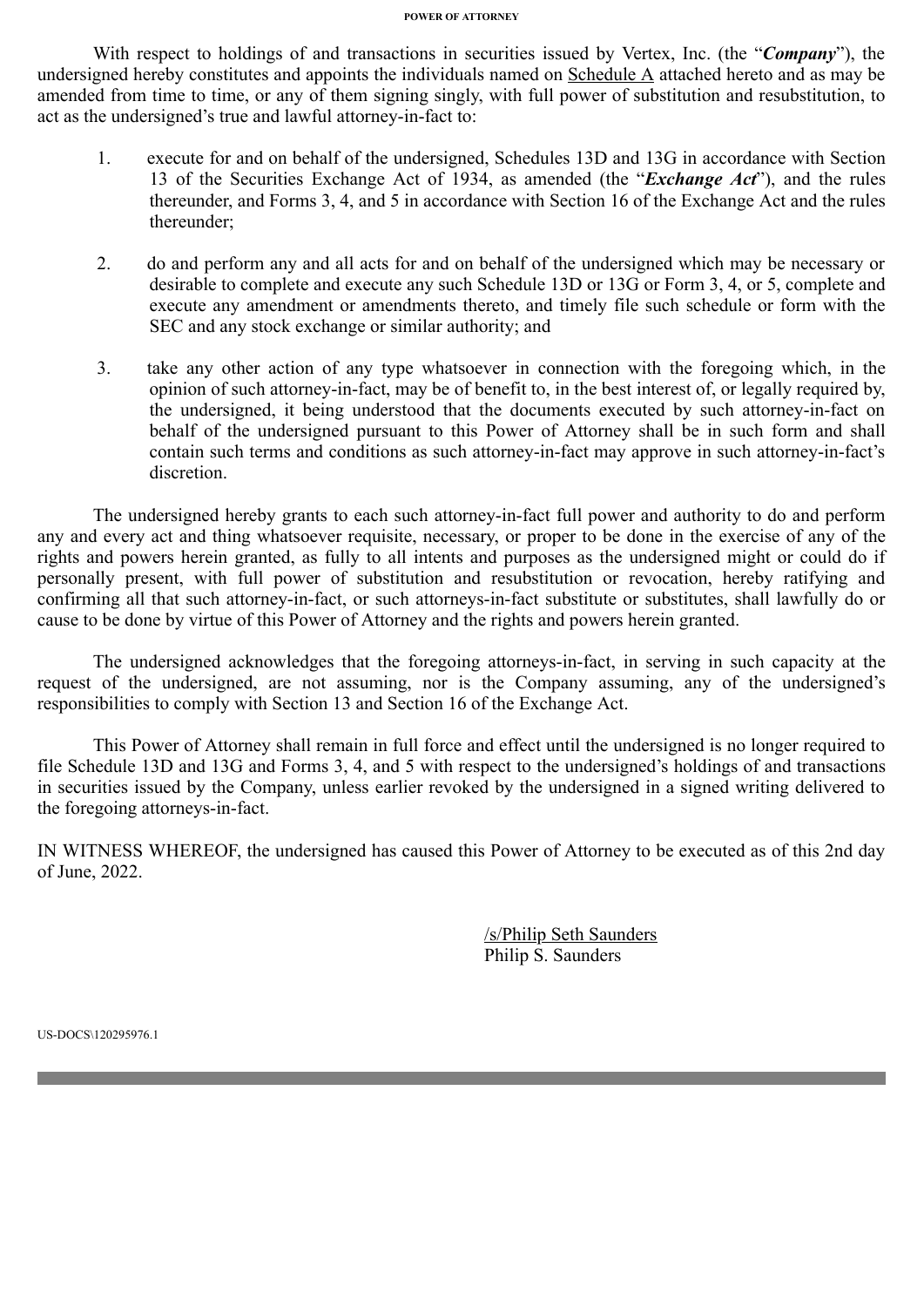**POWER OF ATTORNEY**

With respect to holdings of and transactions in securities issued by Vertex, Inc. (the "***Company***"), the undersigned hereby constitutes and appoints the individuals named on Schedule A attached hereto and as may be amended from time to time, or any of them signing singly, with full power of substitution and resubstitution, to act as the undersigned's true and lawful attorney-in-fact to:

1. execute for and on behalf of the undersigned, Schedules 13D and 13G in accordance with Section 13 of the Securities Exchange Act of 1934, as amended (the "***Exchange Act***"), and the rules thereunder, and Forms 3, 4, and 5 in accordance with Section 16 of the Exchange Act and the rules thereunder;

2. do and perform any and all acts for and on behalf of the undersigned which may be necessary or desirable to complete and execute any such Schedule 13D or 13G or Form 3, 4, or 5, complete and execute any amendment or amendments thereto, and timely file such schedule or form with the SEC and any stock exchange or similar authority; and

3. take any other action of any type whatsoever in connection with the foregoing which, in the opinion of such attorney-in-fact, may be of benefit to, in the best interest of, or legally required by, the undersigned, it being understood that the documents executed by such attorney-in-fact on behalf of the undersigned pursuant to this Power of Attorney shall be in such form and shall contain such terms and conditions as such attorney-in-fact may approve in such attorney-in-fact's discretion.

The undersigned hereby grants to each such attorney-in-fact full power and authority to do and perform any and every act and thing whatsoever requisite, necessary, or proper to be done in the exercise of any of the rights and powers herein granted, as fully to all intents and purposes as the undersigned might or could do if personally present, with full power of substitution and resubstitution or revocation, hereby ratifying and confirming all that such attorney-in-fact, or such attorneys-in-fact substitute or substitutes, shall lawfully do or cause to be done by virtue of this Power of Attorney and the rights and powers herein granted.

The undersigned acknowledges that the foregoing attorneys-in-fact, in serving in such capacity at the request of the undersigned, are not assuming, nor is the Company assuming, any of the undersigned's responsibilities to comply with Section 13 and Section 16 of the Exchange Act.

This Power of Attorney shall remain in full force and effect until the undersigned is no longer required to file Schedule 13D and 13G and Forms 3, 4, and 5 with respect to the undersigned's holdings of and transactions in securities issued by the Company, unless earlier revoked by the undersigned in a signed writing delivered to the foregoing attorneys-in-fact.

IN WITNESS WHEREOF, the undersigned has caused this Power of Attorney to be executed as of this 2nd day of June, 2022.

/s/Philip Seth Saunders
Philip S. Saunders

US-DOCS\120295976.1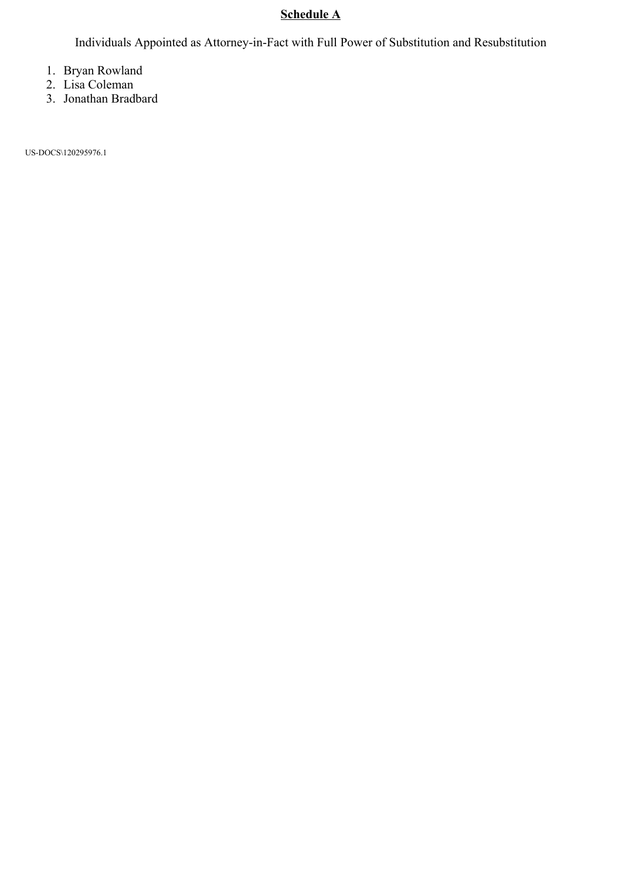**Schedule A**

Individuals Appointed as Attorney-in-Fact with Full Power of Substitution and Resubstitution

1. Bryan Rowland
2. Lisa Coleman
3. Jonathan Bradbard

US-DOCS\120295976.1